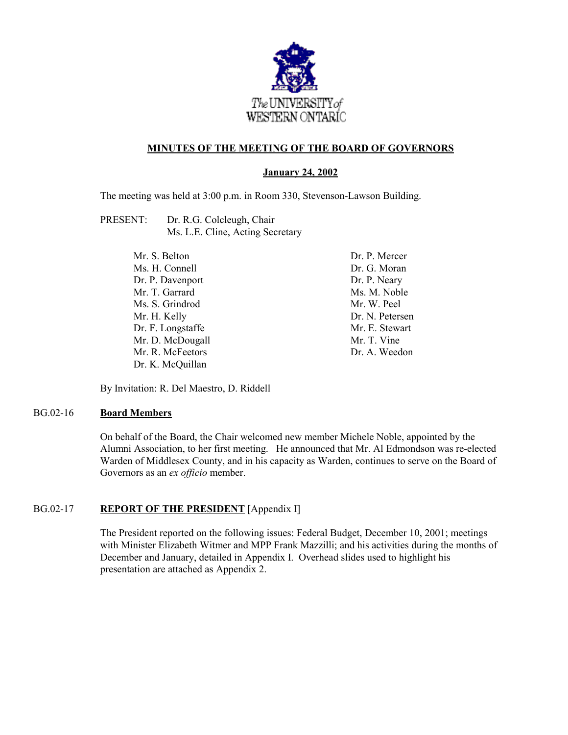The UNIVERSITY of WESTERN ONTARIO

## MINUTES OF THE MEETING OF THE BOARD OF GOVERNORS

**January 24, 2002**

The meeting was held at 3:00 p.m. in Room 330, Stevenson-Lawson Building.

PRESENT: Dr. R.G. Colcleugh, Chair
Ms. L.E. Cline, Acting Secretary

Mr. S. Belton
Ms. H. Connell
Dr. P. Davenport
Mr. T. Garrard
Ms. S. Grindrod
Mr. H. Kelly
Dr. F. Longstaffe
Mr. D. McDougall
Mr. R. McFeetors
Dr. K. McQuillan
Dr. P. Mercer
Dr. G. Moran
Dr. P. Neary
Ms. M. Noble
Mr. W. Peel
Dr. N. Petersen
Mr. E. Stewart
Mr. T. Vine
Dr. A. Weedon

By Invitation: R. Del Maestro, D. Riddell

### BG.02-16 Board Members

On behalf of the Board, the Chair welcomed new member Michele Noble, appointed by the Alumni Association, to her first meeting. He announced that Mr. Al Edmondson was re-elected Warden of Middlesex County, and in his capacity as Warden, continues to serve on the Board of Governors as an *ex officio* member.

### BG.02-17 REPORT OF THE PRESIDENT [Appendix I]

The President reported on the following issues: Federal Budget, December 10, 2001; meetings with Minister Elizabeth Witmer and MPP Frank Mazzilli; and his activities during the months of December and January, detailed in Appendix I. Overhead slides used to highlight his presentation are attached as Appendix 2.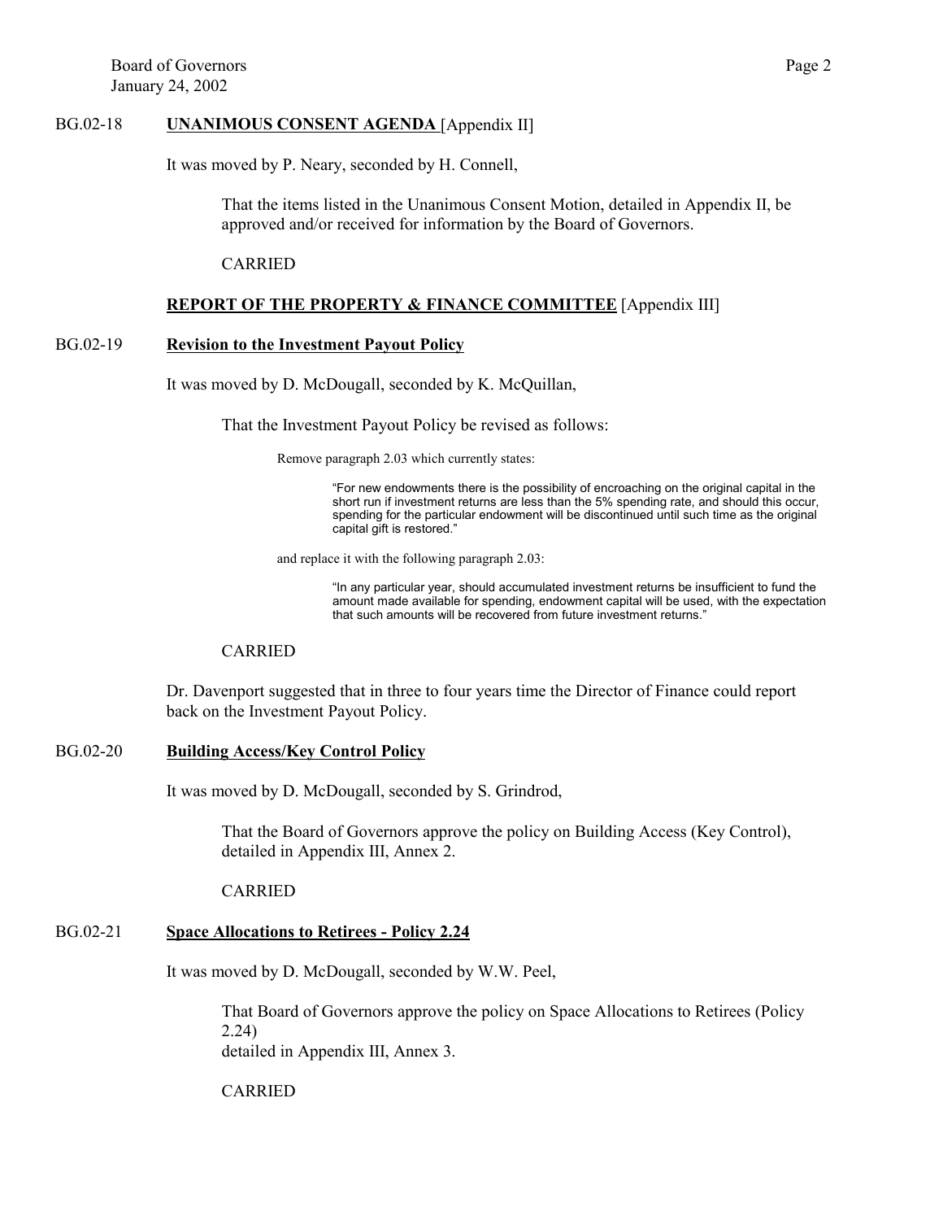BG.02-18 **UNANIMOUS CONSENT AGENDA** [Appendix II]

It was moved by P. Neary, seconded by H. Connell,

> That the items listed in the Unanimous Consent Motion, detailed in Appendix II, be approved and/or received for information by the Board of Governors.
>
> CARRIED

**REPORT OF THE PROPERTY & FINANCE COMMITTEE** [Appendix III]

BG.02-19 **Revision to the Investment Payout Policy**

It was moved by D. McDougall, seconded by K. McQuillan,

> That the Investment Payout Policy be revised as follows:
>
> Remove paragraph 2.03 which currently states:
>
> > "For new endowments there is the possibility of encroaching on the original capital in the short run if investment returns are less than the 5% spending rate, and should this occur, spending for the particular endowment will be discontinued until such time as the original capital gift is restored."
>
> and replace it with the following paragraph 2.03:
>
> > "In any particular year, should accumulated investment returns be insufficient to fund the amount made available for spending, endowment capital will be used, with the expectation that such amounts will be recovered from future investment returns."
>
> CARRIED

Dr. Davenport suggested that in three to four years time the Director of Finance could report back on the Investment Payout Policy.

BG.02-20 **Building Access/Key Control Policy**

It was moved by D. McDougall, seconded by S. Grindrod,

> That the Board of Governors approve the policy on Building Access (Key Control), detailed in Appendix III, Annex 2.
>
> CARRIED

BG.02-21 **Space Allocations to Retirees - Policy 2.24**

It was moved by D. McDougall, seconded by W.W. Peel,

> That Board of Governors approve the policy on Space Allocations to Retirees (Policy 2.24)
> detailed in Appendix III, Annex 3.
>
> CARRIED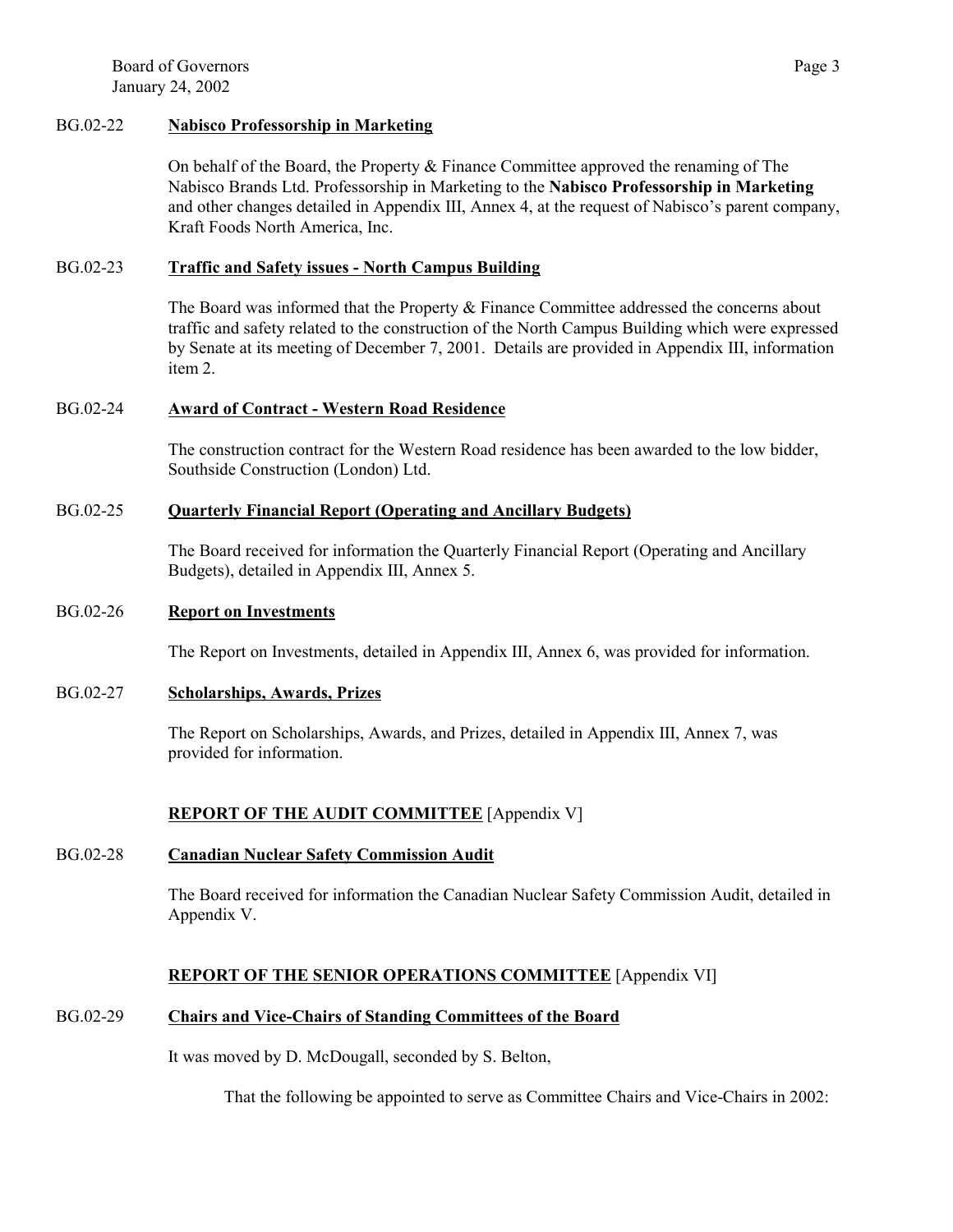BG.02-22 **Nabisco Professorship in Marketing**

On behalf of the Board, the Property & Finance Committee approved the renaming of The Nabisco Brands Ltd. Professorship in Marketing to the **Nabisco Professorship in Marketing** and other changes detailed in Appendix III, Annex 4, at the request of Nabisco's parent company, Kraft Foods North America, Inc.

BG.02-23 **Traffic and Safety issues - North Campus Building**

The Board was informed that the Property & Finance Committee addressed the concerns about traffic and safety related to the construction of the North Campus Building which were expressed by Senate at its meeting of December 7, 2001. Details are provided in Appendix III, information item 2.

BG.02-24 **Award of Contract - Western Road Residence**

The construction contract for the Western Road residence has been awarded to the low bidder, Southside Construction (London) Ltd.

BG.02-25 **Quarterly Financial Report (Operating and Ancillary Budgets)**

The Board received for information the Quarterly Financial Report (Operating and Ancillary Budgets), detailed in Appendix III, Annex 5.

BG.02-26 **Report on Investments**

The Report on Investments, detailed in Appendix III, Annex 6, was provided for information.

BG.02-27 **Scholarships, Awards, Prizes**

The Report on Scholarships, Awards, and Prizes, detailed in Appendix III, Annex 7, was provided for information.

**REPORT OF THE AUDIT COMMITTEE** [Appendix V]

BG.02-28 **Canadian Nuclear Safety Commission Audit**

The Board received for information the Canadian Nuclear Safety Commission Audit, detailed in Appendix V.

**REPORT OF THE SENIOR OPERATIONS COMMITTEE** [Appendix VI]

BG.02-29 **Chairs and Vice-Chairs of Standing Committees of the Board**

It was moved by D. McDougall, seconded by S. Belton,

That the following be appointed to serve as Committee Chairs and Vice-Chairs in 2002: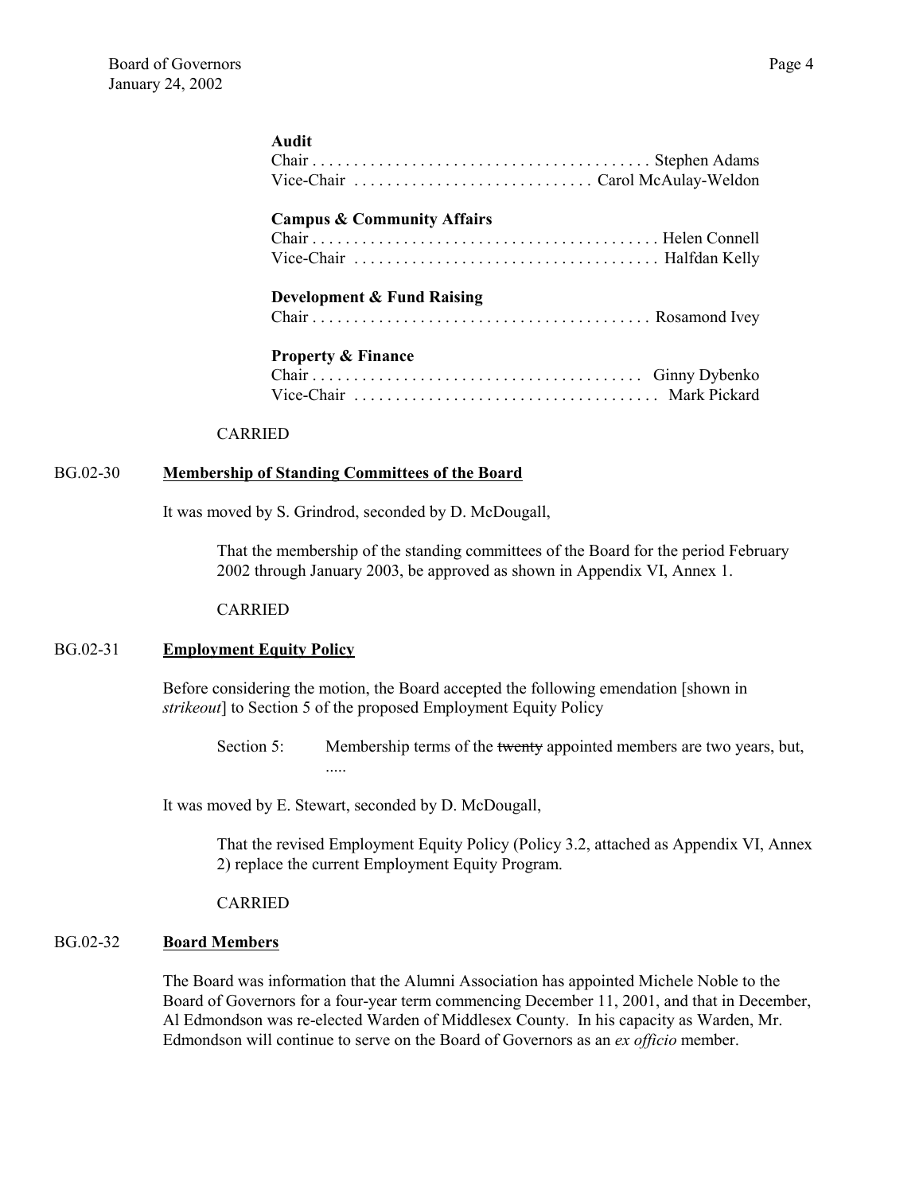**Audit**

Chair . . . . . . . . . . . . . . . . . . . . . . . . . . . . . . . . . . . . . . . . Stephen Adams
Vice-Chair . . . . . . . . . . . . . . . . . . . . . . . . . . . . Carol McAulay-Weldon

**Campus & Community Affairs**

Chair . . . . . . . . . . . . . . . . . . . . . . . . . . . . . . . . . . . . . . . . . Helen Connell
Vice-Chair . . . . . . . . . . . . . . . . . . . . . . . . . . . . . . . . . . . . Halfdan Kelly

**Development & Fund Raising**

Chair . . . . . . . . . . . . . . . . . . . . . . . . . . . . . . . . . . . . . . . . Rosamond Ivey

**Property & Finance**

Chair . . . . . . . . . . . . . . . . . . . . . . . . . . . . . . . . . . . . . . . Ginny Dybenko
Vice-Chair . . . . . . . . . . . . . . . . . . . . . . . . . . . . . . . . . . . . Mark Pickard

CARRIED

BG.02-30 **Membership of Standing Committees of the Board**

It was moved by S. Grindrod, seconded by D. McDougall,

> That the membership of the standing committees of the Board for the period February 2002 through January 2003, be approved as shown in Appendix VI, Annex 1.

CARRIED

BG.02-31 **Employment Equity Policy**

Before considering the motion, the Board accepted the following emendation [shown in *strikeout*] to Section 5 of the proposed Employment Equity Policy

> Section 5: Membership terms of the ~~twenty~~ appointed members are two years, but, .....

It was moved by E. Stewart, seconded by D. McDougall,

> That the revised Employment Equity Policy (Policy 3.2, attached as Appendix VI, Annex 2) replace the current Employment Equity Program.

CARRIED

BG.02-32 **Board Members**

The Board was information that the Alumni Association has appointed Michele Noble to the Board of Governors for a four-year term commencing December 11, 2001, and that in December, Al Edmondson was re-elected Warden of Middlesex County. In his capacity as Warden, Mr. Edmondson will continue to serve on the Board of Governors as an *ex officio* member.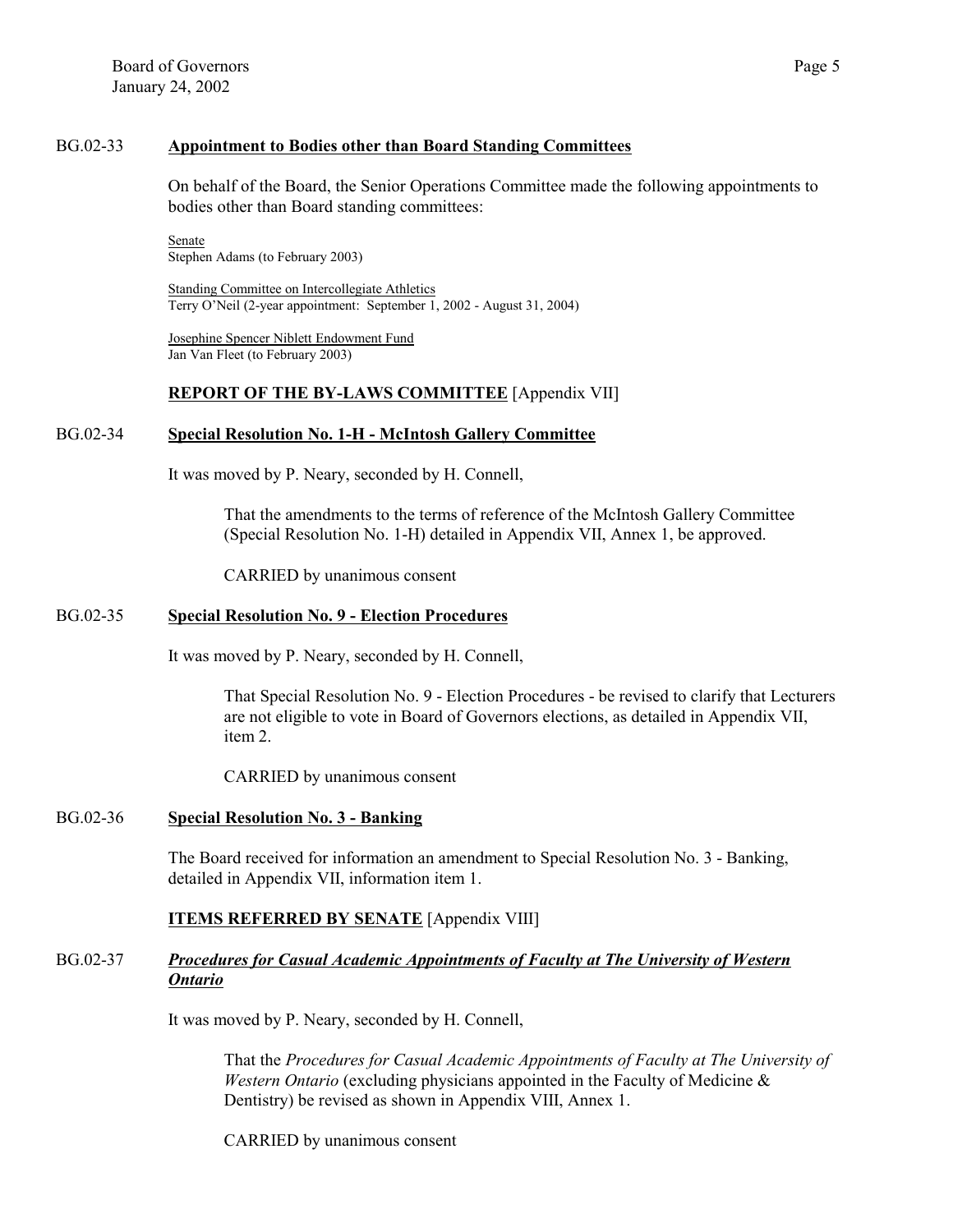BG.02-33 **Appointment to Bodies other than Board Standing Committees**

On behalf of the Board, the Senior Operations Committee made the following appointments to bodies other than Board standing committees:

Senate
Stephen Adams (to February 2003)

Standing Committee on Intercollegiate Athletics
Terry O'Neil (2-year appointment: September 1, 2002 - August 31, 2004)

Josephine Spencer Niblett Endowment Fund
Jan Van Fleet (to February 2003)

## REPORT OF THE BY-LAWS COMMITTEE [Appendix VII]

BG.02-34 **Special Resolution No. 1-H - McIntosh Gallery Committee**

It was moved by P. Neary, seconded by H. Connell,

> That the amendments to the terms of reference of the McIntosh Gallery Committee (Special Resolution No. 1-H) detailed in Appendix VII, Annex 1, be approved.
>
> CARRIED by unanimous consent

BG.02-35 **Special Resolution No. 9 - Election Procedures**

It was moved by P. Neary, seconded by H. Connell,

> That Special Resolution No. 9 - Election Procedures - be revised to clarify that Lecturers are not eligible to vote in Board of Governors elections, as detailed in Appendix VII, item 2.
>
> CARRIED by unanimous consent

BG.02-36 **Special Resolution No. 3 - Banking**

The Board received for information an amendment to Special Resolution No. 3 - Banking, detailed in Appendix VII, information item 1.

## ITEMS REFERRED BY SENATE [Appendix VIII]

BG.02-37 ***Procedures for Casual Academic Appointments of Faculty at The University of Western Ontario***

It was moved by P. Neary, seconded by H. Connell,

> That the *Procedures for Casual Academic Appointments of Faculty at The University of Western Ontario* (excluding physicians appointed in the Faculty of Medicine & Dentistry) be revised as shown in Appendix VIII, Annex 1.
>
> CARRIED by unanimous consent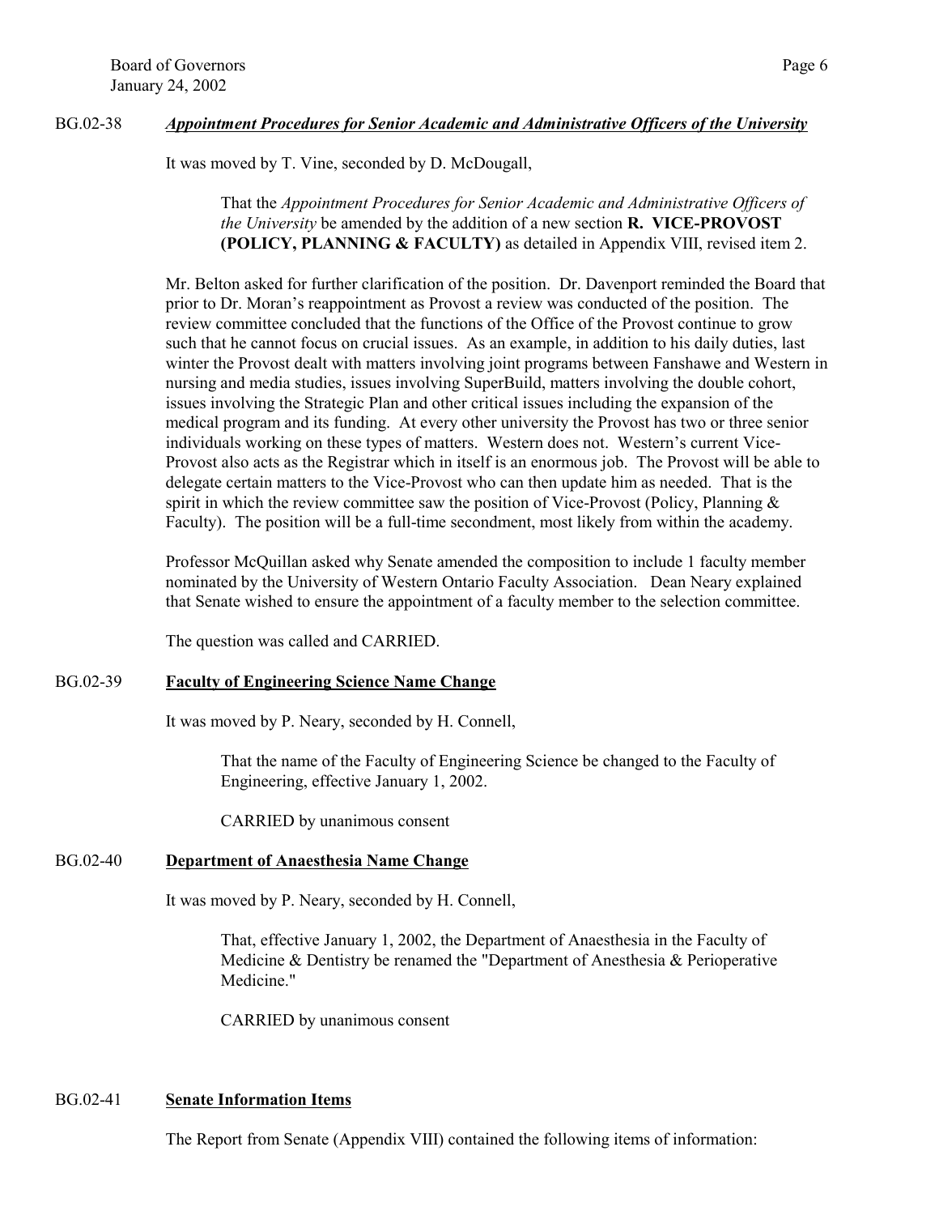BG.02-38 ***Appointment Procedures for Senior Academic and Administrative Officers of the University***

It was moved by T. Vine, seconded by D. McDougall,

> That the *Appointment Procedures for Senior Academic and Administrative Officers of the University* be amended by the addition of a new section **R. VICE-PROVOST (POLICY, PLANNING & FACULTY)** as detailed in Appendix VIII, revised item 2.

Mr. Belton asked for further clarification of the position. Dr. Davenport reminded the Board that prior to Dr. Moran's reappointment as Provost a review was conducted of the position. The review committee concluded that the functions of the Office of the Provost continue to grow such that he cannot focus on crucial issues. As an example, in addition to his daily duties, last winter the Provost dealt with matters involving joint programs between Fanshawe and Western in nursing and media studies, issues involving SuperBuild, matters involving the double cohort, issues involving the Strategic Plan and other critical issues including the expansion of the medical program and its funding. At every other university the Provost has two or three senior individuals working on these types of matters. Western does not. Western's current Vice-Provost also acts as the Registrar which in itself is an enormous job. The Provost will be able to delegate certain matters to the Vice-Provost who can then update him as needed. That is the spirit in which the review committee saw the position of Vice-Provost (Policy, Planning & Faculty). The position will be a full-time secondment, most likely from within the academy.

Professor McQuillan asked why Senate amended the composition to include 1 faculty member nominated by the University of Western Ontario Faculty Association. Dean Neary explained that Senate wished to ensure the appointment of a faculty member to the selection committee.

The question was called and CARRIED.

BG.02-39 **Faculty of Engineering Science Name Change**

It was moved by P. Neary, seconded by H. Connell,

> That the name of the Faculty of Engineering Science be changed to the Faculty of Engineering, effective January 1, 2002.
>
> CARRIED by unanimous consent

BG.02-40 **Department of Anaesthesia Name Change**

It was moved by P. Neary, seconded by H. Connell,

> That, effective January 1, 2002, the Department of Anaesthesia in the Faculty of Medicine & Dentistry be renamed the "Department of Anesthesia & Perioperative Medicine."
>
> CARRIED by unanimous consent

BG.02-41 **Senate Information Items**

The Report from Senate (Appendix VIII) contained the following items of information: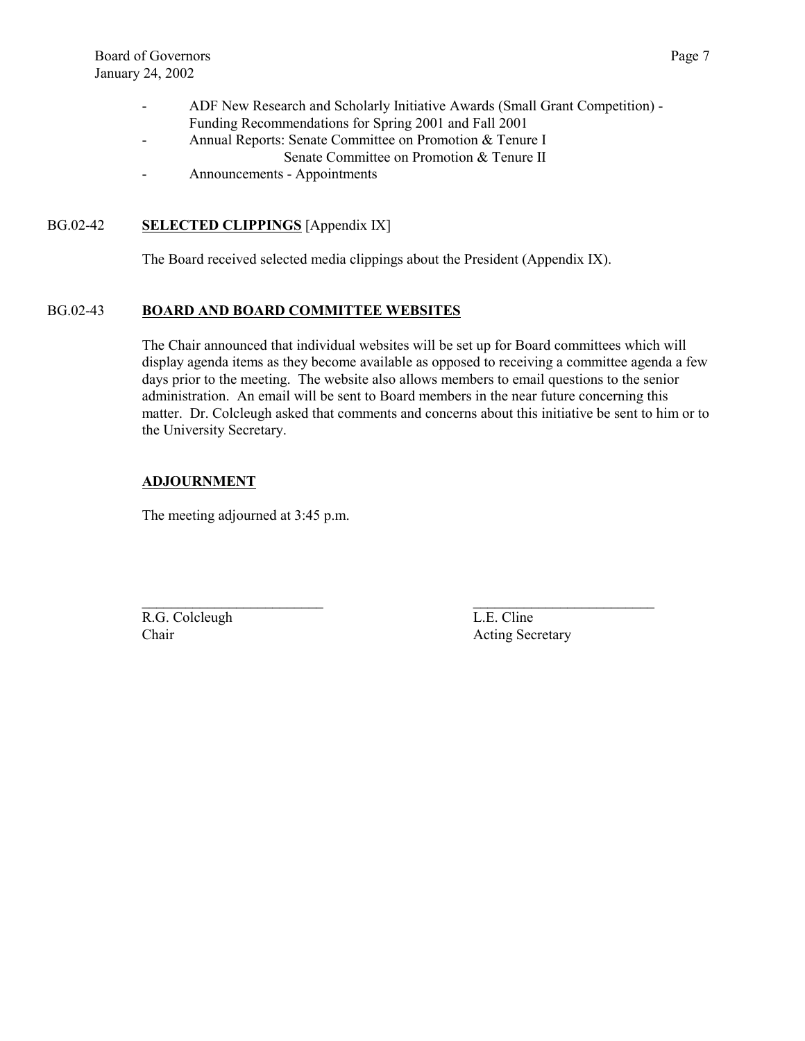- ADF New Research and Scholarly Initiative Awards (Small Grant Competition) - Funding Recommendations for Spring 2001 and Fall 2001
- Annual Reports: Senate Committee on Promotion & Tenure I
  Senate Committee on Promotion & Tenure II
- Announcements - Appointments

BG.02-42 **SELECTED CLIPPINGS** [Appendix IX]

The Board received selected media clippings about the President (Appendix IX).

BG.02-43 **BOARD AND BOARD COMMITTEE WEBSITES**

The Chair announced that individual websites will be set up for Board committees which will display agenda items as they become available as opposed to receiving a committee agenda a few days prior to the meeting. The website also allows members to email questions to the senior administration. An email will be sent to Board members in the near future concerning this matter. Dr. Colcleugh asked that comments and concerns about this initiative be sent to him or to the University Secretary.

**ADJOURNMENT**

The meeting adjourned at 3:45 p.m.

| | |
|---|---|
| _________________________ | _________________________ |
| R.G. Colcleugh | L.E. Cline |
| Chair | Acting Secretary |